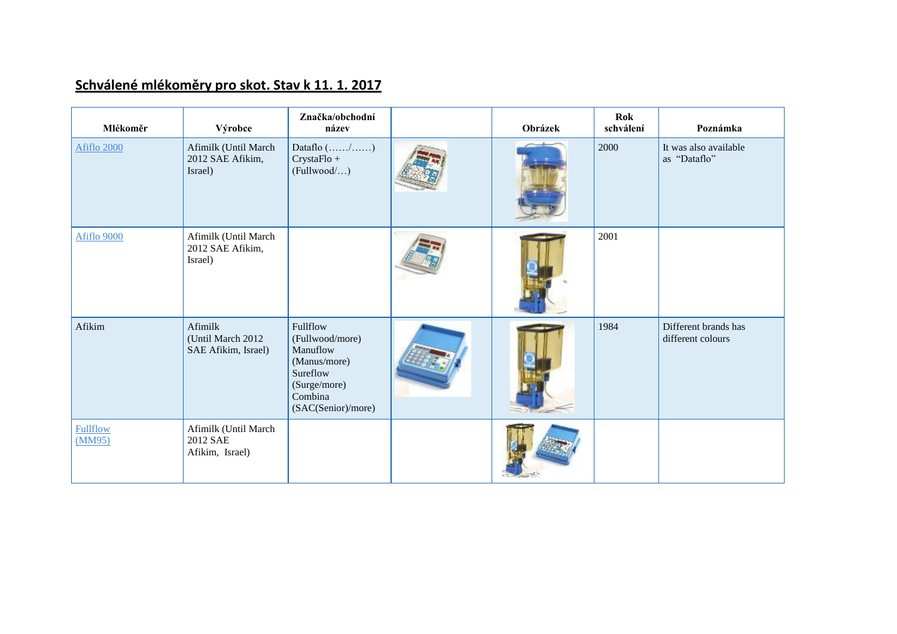## Schválené mlékoměry pro skot. Stav k 11. 1. 2017

| Mlékoměr | Výrobce | Značka/obchodní název | | Obrázek | Rok schválení | Poznámka |
|---|---|---|---|---|---|---|
| Afiflo 2000 | Afimilk (Until March 2012 SAE Afikim, Israel) | Dataflo (……/……) CrystaFlo + (Fullwood/…) | | | 2000 | It was also available as "Dataflo" |
| Afiflo 9000 | Afimilk (Until March 2012 SAE Afikim, Israel) | | | | 2001 | |
| Afikim | Afimilk (Until March 2012 SAE Afikim, Israel) | Fullflow (Fullwood/more) Manuflow (Manus/more) Sureflow (Surge/more) Combina (SAC(Senior)/more) | | | 1984 | Different brands has different colours |
| Fullflow (MM95) | Afimilk (Until March 2012 SAE Afikim, Israel) | | | | | |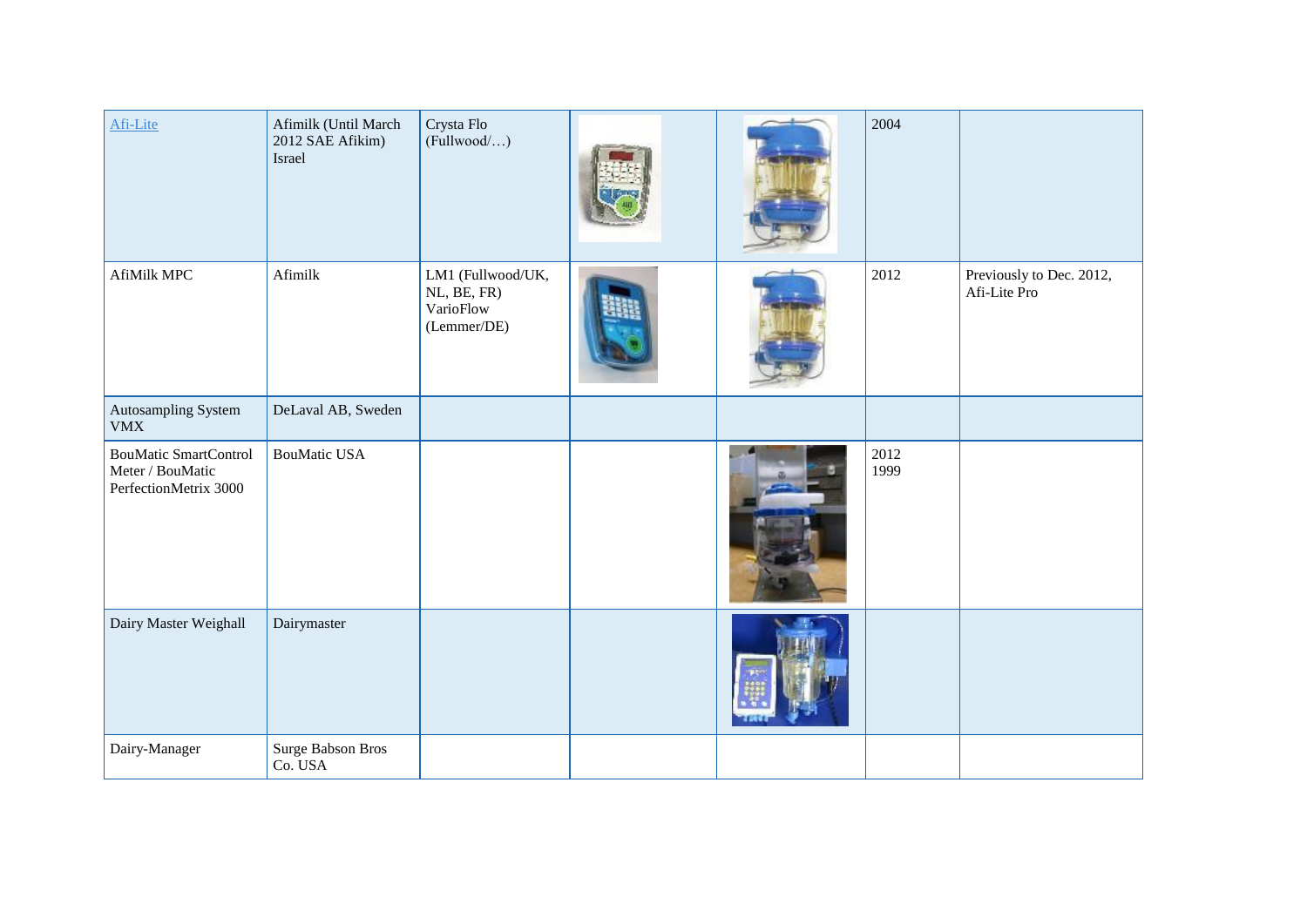| | | | | | | |
|---|---|---|---|---|---|---|
| Afi-Lite | Afimilk (Until March 2012 SAE Afikim) Israel | Crysta Flo (Fullwood/…) | | | 2004 | |
| AfiMilk MPC | Afimilk | LM1 (Fullwood/UK, NL, BE, FR) VarioFlow (Lemmer/DE) | | | 2012 | Previously to Dec. 2012, Afi-Lite Pro |
| Autosampling System VMX | DeLaval AB, Sweden | | | | | |
| BouMatic SmartControl Meter / BouMatic PerfectionMetrix 3000 | BouMatic USA | | | | 2012 1999 | |
| Dairy Master Weighall | Dairymaster | | | | | |
| Dairy-Manager | Surge Babson Bros Co. USA | | | | | |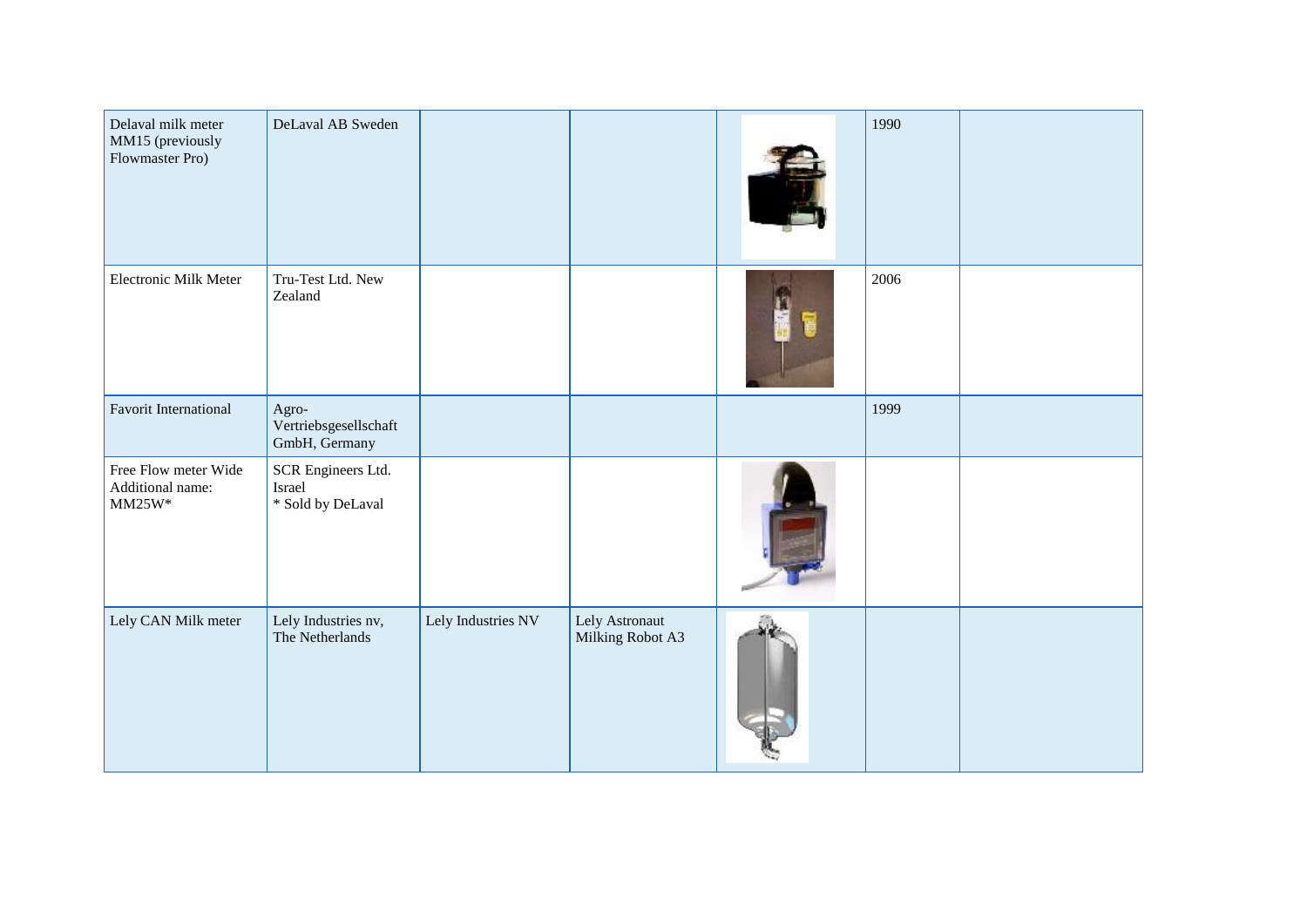| | | | | | | |
|---|---|---|---|---|---|---|
| Delaval milk meter MM15 (previously Flowmaster Pro) | DeLaval AB Sweden | | | | 1990 | |
| Electronic Milk Meter | Tru-Test Ltd. New Zealand | | | | 2006 | |
| Favorit International | Agro-Vertriebsgesellschaft GmbH, Germany | | | | 1999 | |
| Free Flow meter Wide Additional name: MM25W* | SCR Engineers Ltd. Israel * Sold by DeLaval | | | | | |
| Lely CAN Milk meter | Lely Industries nv, The Netherlands | Lely Industries NV | Lely Astronaut Milking Robot A3 | | | |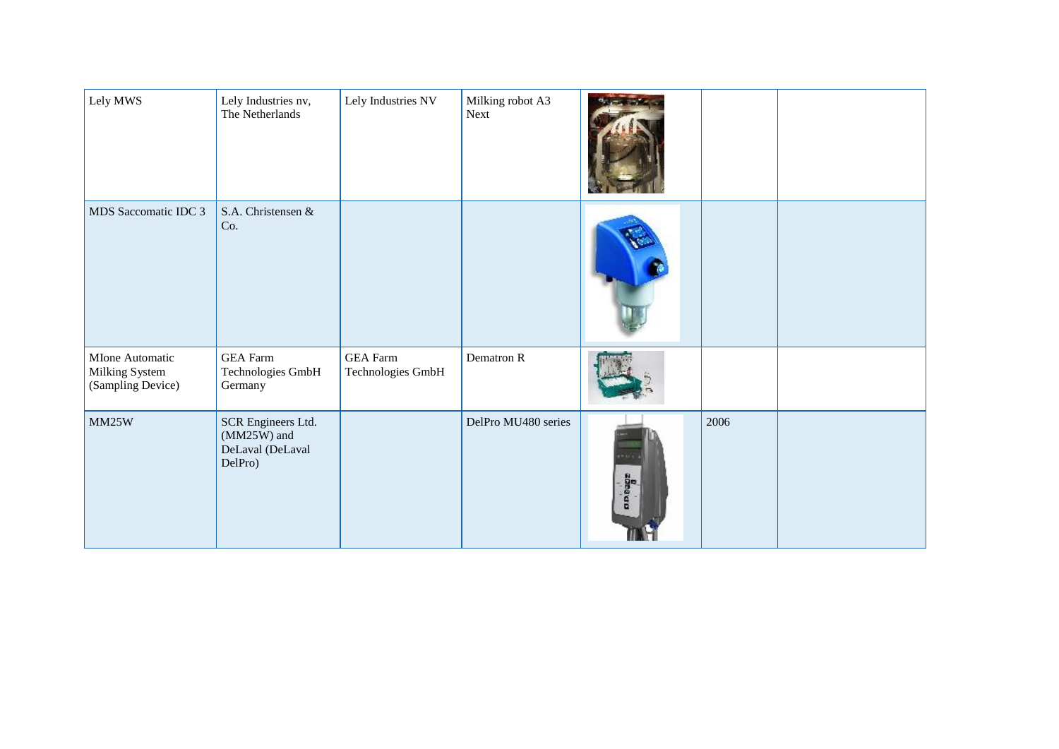| | | | | | | |
|---|---|---|---|---|---|---|
| Lely MWS | Lely Industries nv, The Netherlands | Lely Industries NV | Milking robot A3 Next | | | |
| MDS Saccomatic IDC 3 | S.A. Christensen & Co. | | | | | |
| MIone Automatic Milking System (Sampling Device) | GEA Farm Technologies GmbH Germany | GEA Farm Technologies GmbH | Dematron R | | | |
| MM25W | SCR Engineers Ltd. (MM25W) and DeLaval (DeLaval DelPro) | | DelPro MU480 series | | 2006 | |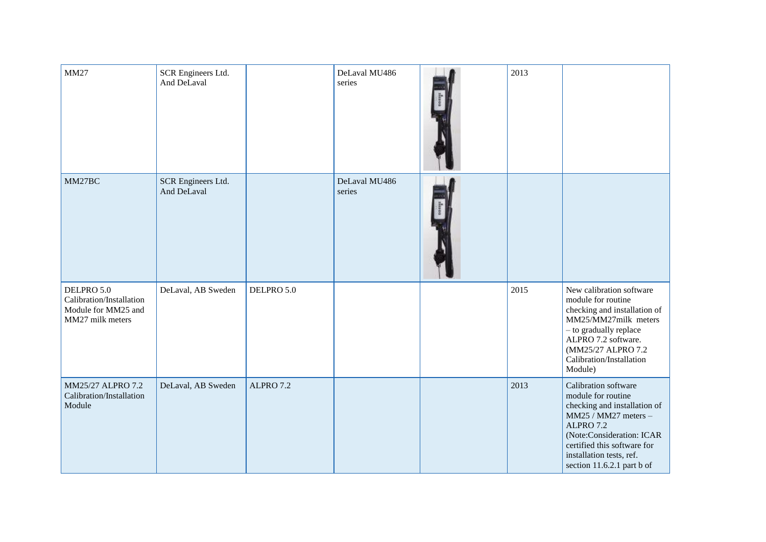| MM27 | SCR Engineers Ltd. And DeLaval | | DeLaval MU486 series | | 2013 | |
|---|---|---|---|---|---|---|
| MM27BC | SCR Engineers Ltd. And DeLaval | | DeLaval MU486 series | | | |
| DELPRO 5.0 Calibration/Installation Module for MM25 and MM27 milk meters | DeLaval, AB Sweden | DELPRO 5.0 | | | 2015 | New calibration software module for routine checking and installation of MM25/MM27milk meters – to gradually replace ALPRO 7.2 software. (MM25/27 ALPRO 7.2 Calibration/Installation Module) |
| MM25/27 ALPRO 7.2 Calibration/Installation Module | DeLaval, AB Sweden | ALPRO 7.2 | | | 2013 | Calibration software module for routine checking and installation of MM25 / MM27 meters – ALPRO 7.2 (Note:Consideration: ICAR certified this software for installation tests, ref. section 11.6.2.1 part b of |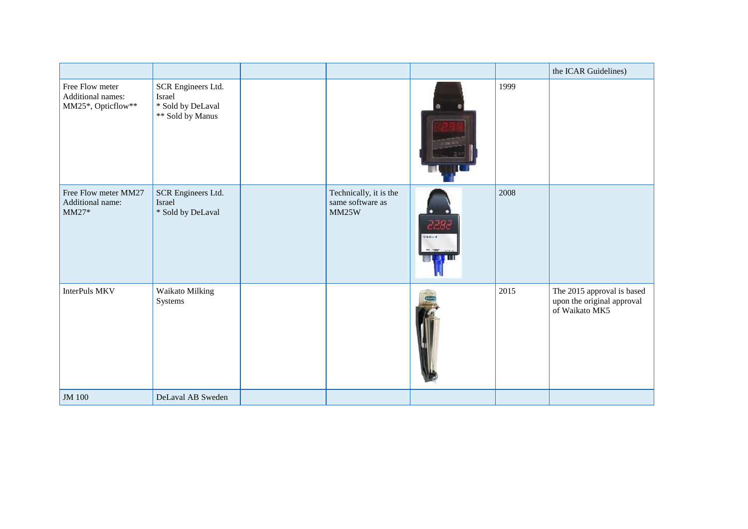| | | | | | | |
|---|---|---|---|---|---|---|
| | | | | | | the ICAR Guidelines) |
| Free Flow meter<br>Additional names:<br>MM25*, Opticflow** | SCR Engineers Ltd.<br>Israel<br>* Sold by DeLaval<br>** Sold by Manus | | | | 1999 | |
| Free Flow meter MM27<br>Additional name:<br>MM27* | SCR Engineers Ltd.<br>Israel<br>* Sold by DeLaval | | Technically, it is the same software as MM25W | | 2008 | |
| InterPuls MKV | Waikato Milking Systems | | | | 2015 | The 2015 approval is based upon the original approval of Waikato MK5 |
| JM 100 | DeLaval AB Sweden | | | | | |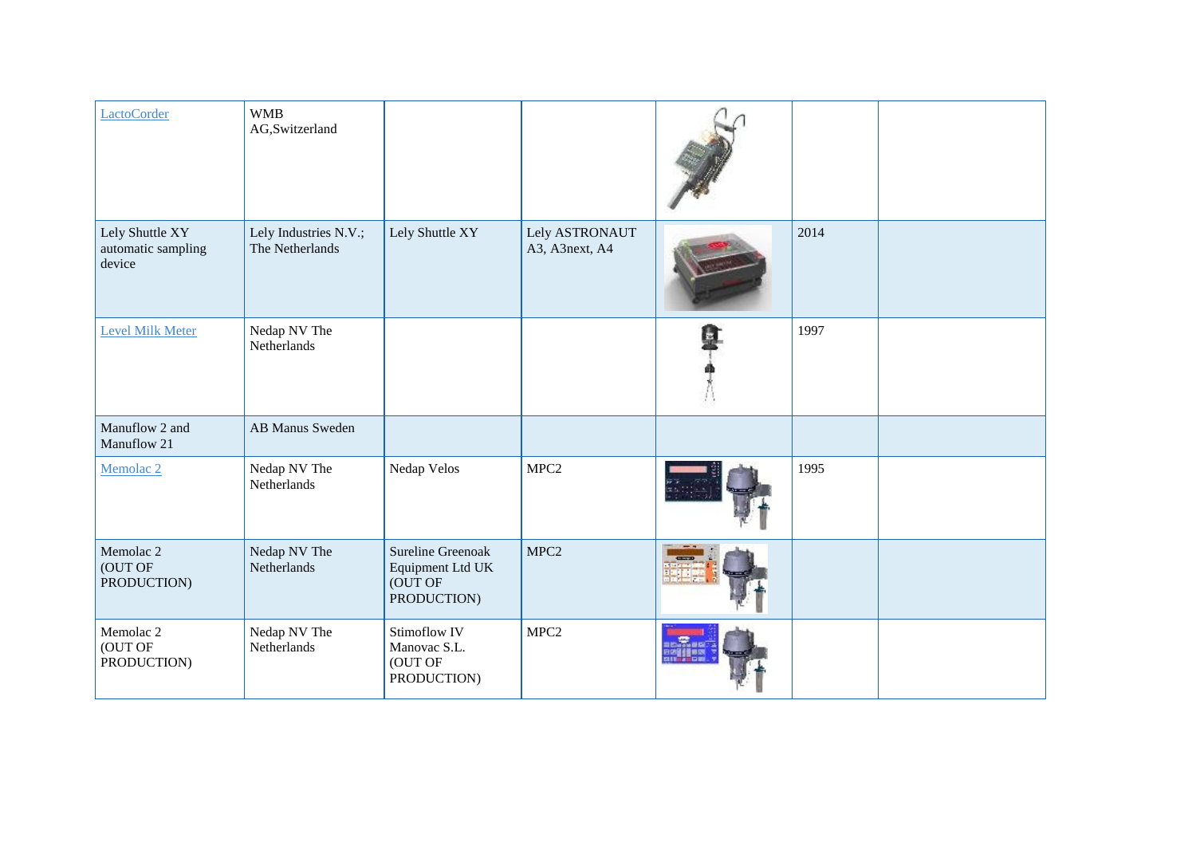| | | | | | | |
|---|---|---|---|---|---|---|
| LactoCorder | WMB AG,Switzerland | | | | | |
| Lely Shuttle XY automatic sampling device | Lely Industries N.V.; The Netherlands | Lely Shuttle XY | Lely ASTRONAUT A3, A3next, A4 | | 2014 | |
| Level Milk Meter | Nedap NV The Netherlands | | | | 1997 | |
| Manuflow 2 and Manuflow 21 | AB Manus Sweden | | | | | |
| Memolac 2 | Nedap NV The Netherlands | Nedap Velos | MPC2 | | 1995 | |
| Memolac 2 (OUT OF PRODUCTION) | Nedap NV The Netherlands | Sureline Greenoak Equipment Ltd UK (OUT OF PRODUCTION) | MPC2 | | | |
| Memolac 2 (OUT OF PRODUCTION) | Nedap NV The Netherlands | Stimoflow IV Manovac S.L. (OUT OF PRODUCTION) | MPC2 | | | |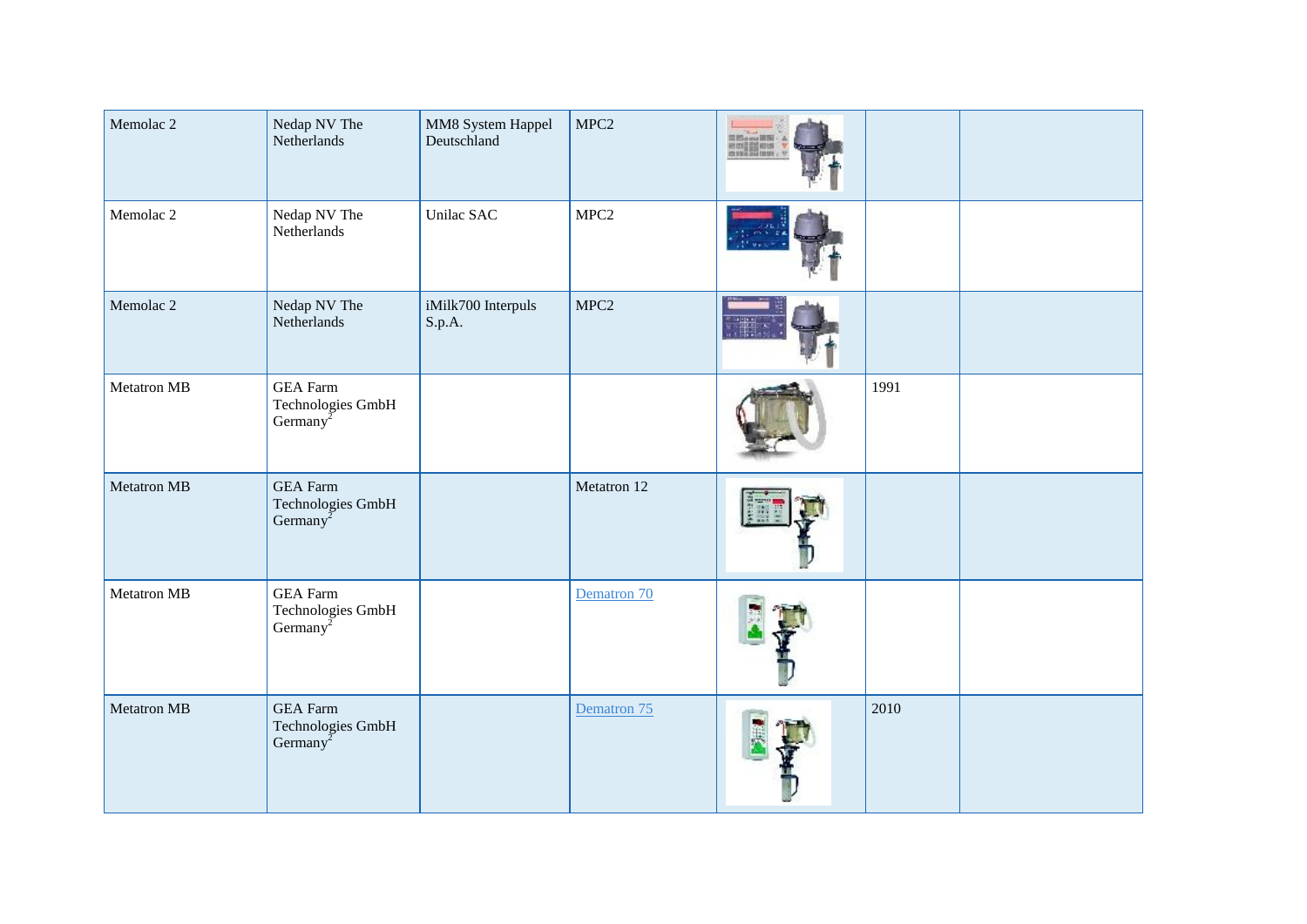| | | | | | | |
|---|---|---|---|---|---|---|
| Memolac 2 | Nedap NV The Netherlands | MM8 System Happel Deutschland | MPC2 | | | |
| Memolac 2 | Nedap NV The Netherlands | Unilac SAC | MPC2 | | | |
| Memolac 2 | Nedap NV The Netherlands | iMilk700 Interpuls S.p.A. | MPC2 | | | |
| Metatron MB | GEA Farm Technologies GmbH Germany[2] | | | | 1991 | |
| Metatron MB | GEA Farm Technologies GmbH Germany[2] | | Metatron 12 | | | |
| Metatron MB | GEA Farm Technologies GmbH Germany[2] | | Dematron 70 | | | |
| Metatron MB | GEA Farm Technologies GmbH Germany[2] | | Dematron 75 | | 2010 | |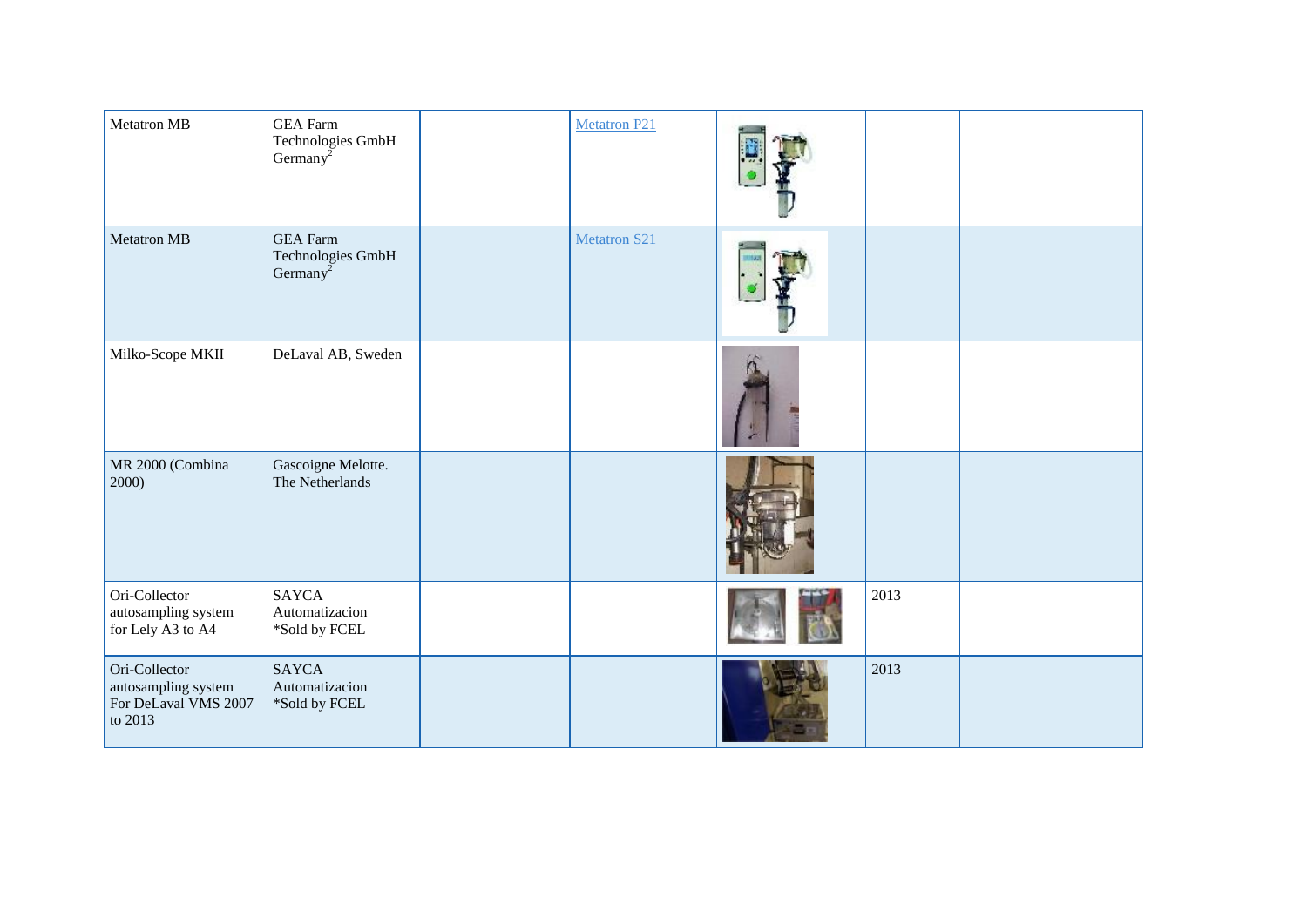| | | | | | | |
|---|---|---|---|---|---|---|
| Metatron MB | GEA Farm Technologies GmbH Germany[2] | | Metatron P21 | | | |
| Metatron MB | GEA Farm Technologies GmbH Germany[2] | | Metatron S21 | | | |
| Milko-Scope MKII | DeLaval AB, Sweden | | | | | |
| MR 2000 (Combina 2000) | Gascoigne Melotte. The Netherlands | | | | | |
| Ori-Collector autosampling system for Lely A3 to A4 | SAYCA Automatizacion *Sold by FCEL | | | | 2013 | |
| Ori-Collector autosampling system For DeLaval VMS 2007 to 2013 | SAYCA Automatizacion *Sold by FCEL | | | | 2013 | |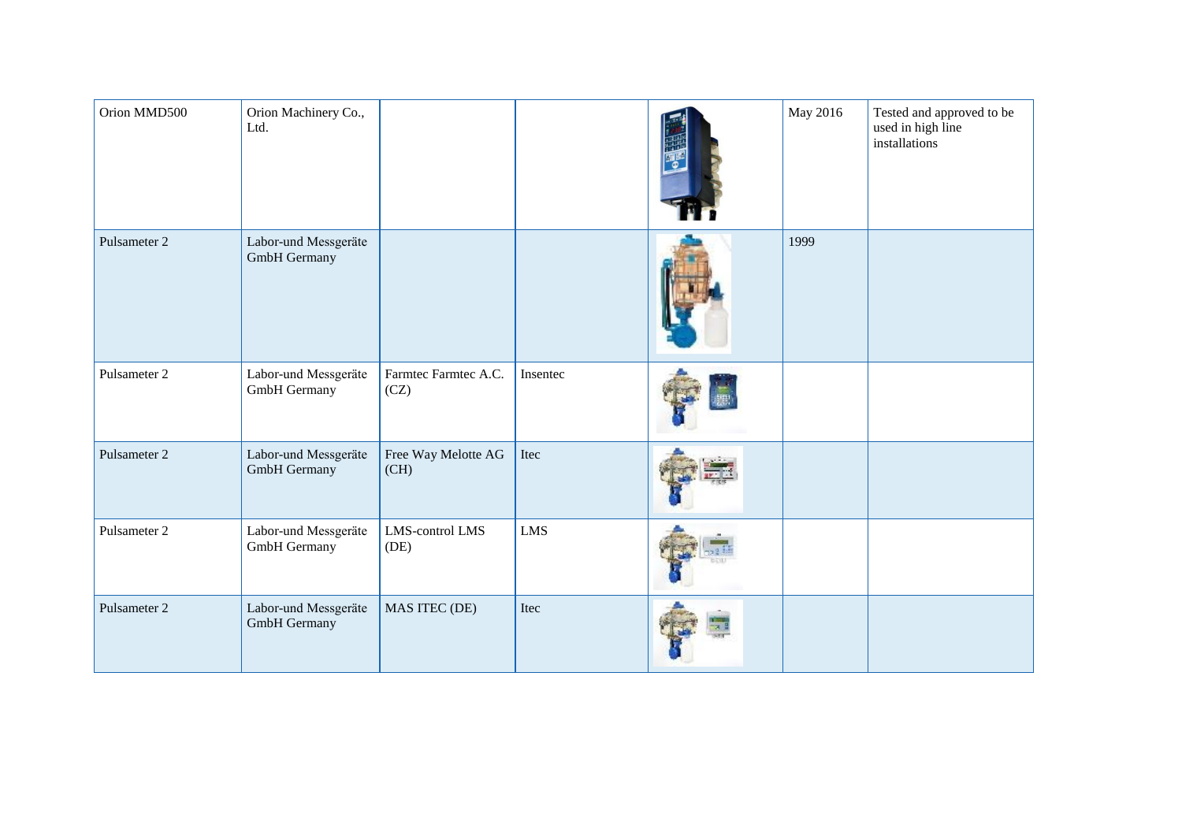| | | | | | | |
|---|---|---|---|---|---|---|
| Orion MMD500 | Orion Machinery Co., Ltd. | | | | May 2016 | Tested and approved to be used in high line installations |
| Pulsameter 2 | Labor-und Messgeräte GmbH Germany | | | | 1999 | |
| Pulsameter 2 | Labor-und Messgeräte GmbH Germany | Farmtec Farmtec A.C. (CZ) | Insentec | | | |
| Pulsameter 2 | Labor-und Messgeräte GmbH Germany | Free Way Melotte AG (CH) | Itec | | | |
| Pulsameter 2 | Labor-und Messgeräte GmbH Germany | LMS-control LMS (DE) | LMS | | | |
| Pulsameter 2 | Labor-und Messgeräte GmbH Germany | MAS ITEC (DE) | Itec | | | |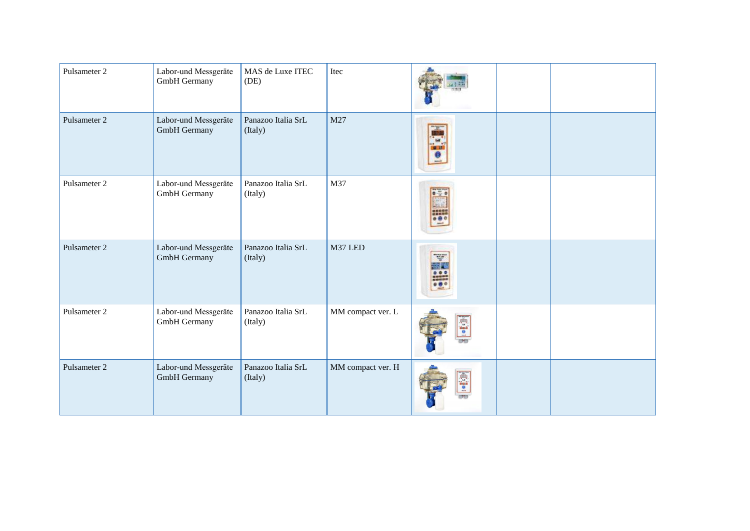| Pulsameter 2 | Labor-und Messgeräte GmbH Germany | MAS de Luxe ITEC (DE) | Itec | | | |
|---|---|---|---|---|---|---|
| Pulsameter 2 | Labor-und Messgeräte GmbH Germany | Panazoo Italia SrL (Italy) | M27 | | | |
| Pulsameter 2 | Labor-und Messgeräte GmbH Germany | Panazoo Italia SrL (Italy) | M37 | | | |
| Pulsameter 2 | Labor-und Messgeräte GmbH Germany | Panazoo Italia SrL (Italy) | M37 LED | | | |
| Pulsameter 2 | Labor-und Messgeräte GmbH Germany | Panazoo Italia SrL (Italy) | MM compact ver. L | | | |
| Pulsameter 2 | Labor-und Messgeräte GmbH Germany | Panazoo Italia SrL (Italy) | MM compact ver. H | | | |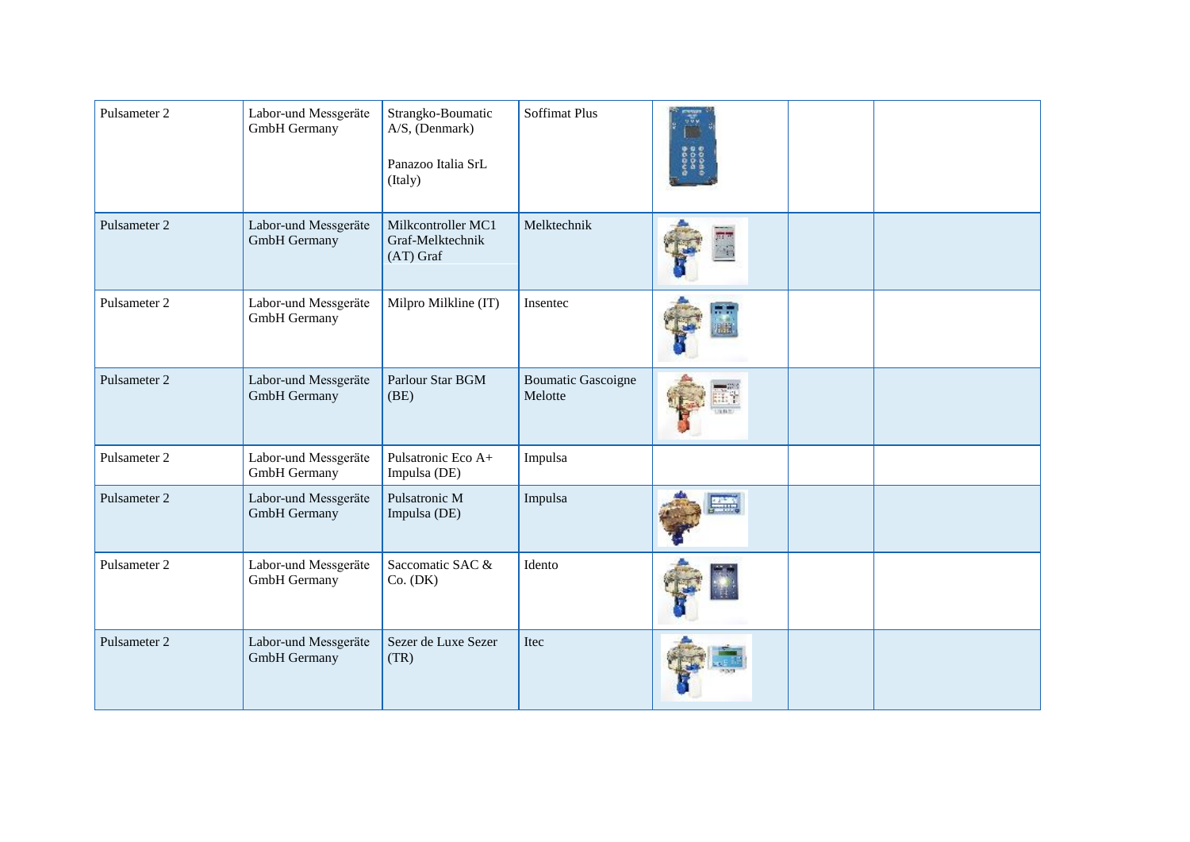| Pulsameter 2 | Labor-und Messgeräte GmbH Germany | Strangko-Boumatic A/S, (Denmark)<br><br>Panazoo Italia SrL (Italy) | Soffimat Plus | | | |
|---|---|---|---|---|---|---|
| Pulsameter 2 | Labor-und Messgeräte GmbH Germany | Milkcontroller MC1 Graf-Melktechnik (AT) Graf | Melktechnik | | | |
| Pulsameter 2 | Labor-und Messgeräte GmbH Germany | Milpro Milkline (IT) | Insentec | | | |
| Pulsameter 2 | Labor-und Messgeräte GmbH Germany | Parlour Star BGM (BE) | Boumatic Gascoigne Melotte | | | |
| Pulsameter 2 | Labor-und Messgeräte GmbH Germany | Pulsatronic Eco A+ Impulsa (DE) | Impulsa | | | |
| Pulsameter 2 | Labor-und Messgeräte GmbH Germany | Pulsatronic M Impulsa (DE) | Impulsa | | | |
| Pulsameter 2 | Labor-und Messgeräte GmbH Germany | Saccomatic SAC & Co. (DK) | Idento | | | |
| Pulsameter 2 | Labor-und Messgeräte GmbH Germany | Sezer de Luxe Sezer (TR) | Itec | | | |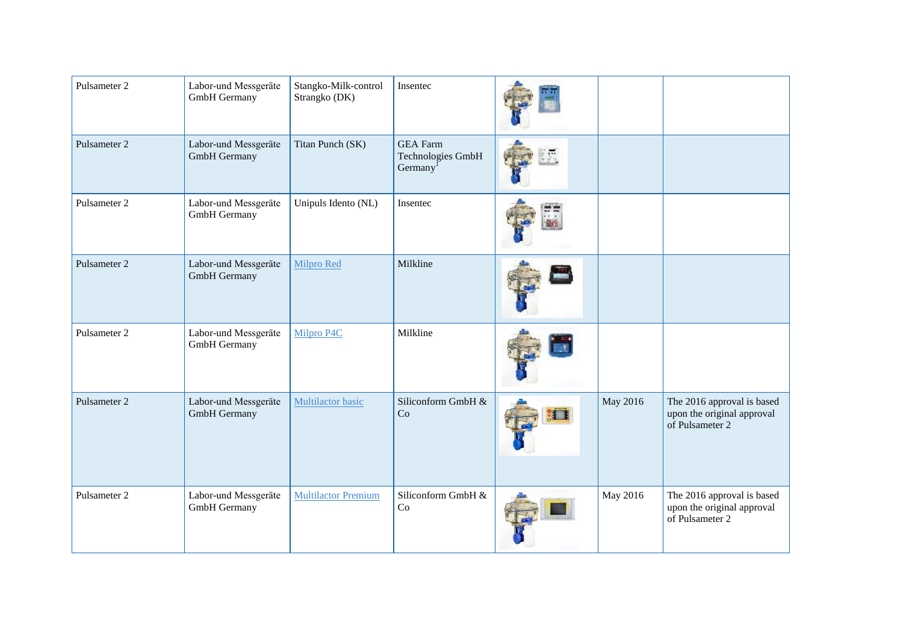| | | | | | | |
|---|---|---|---|---|---|---|
| Pulsameter 2 | Labor-und Messgeräte GmbH Germany | Stangko-Milk-control Strangko (DK) | Insentec | | | |
| Pulsameter 2 | Labor-und Messgeräte GmbH Germany | Titan Punch (SK) | GEA Farm Technologies GmbH Germany[1] | | | |
| Pulsameter 2 | Labor-und Messgeräte GmbH Germany | Unipuls Idento (NL) | Insentec | | | |
| Pulsameter 2 | Labor-und Messgeräte GmbH Germany | Milpro Red | Milkline | | | |
| Pulsameter 2 | Labor-und Messgeräte GmbH Germany | Milpro P4C | Milkline | | | |
| Pulsameter 2 | Labor-und Messgeräte GmbH Germany | Multilactor basic | Siliconform GmbH & Co | | May 2016 | The 2016 approval is based upon the original approval of Pulsameter 2 |
| Pulsameter 2 | Labor-und Messgeräte GmbH Germany | Multilactor Premium | Siliconform GmbH & Co | | May 2016 | The 2016 approval is based upon the original approval of Pulsameter 2 |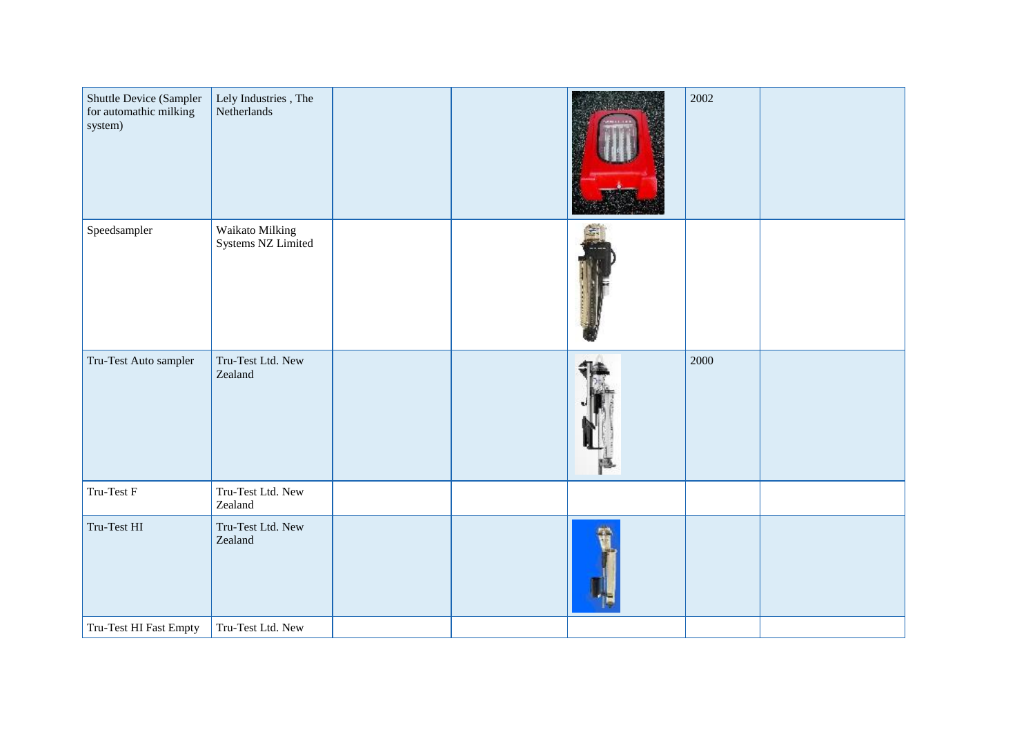| | | | | | | |
|---|---|---|---|---|---|---|
| Shuttle Device (Sampler for automathic milking system) | Lely Industries , The Netherlands | | | | 2002 | |
| Speedsampler | Waikato Milking Systems NZ Limited | | | | | |
| Tru-Test Auto sampler | Tru-Test Ltd. New Zealand | | | | 2000 | |
| Tru-Test F | Tru-Test Ltd. New Zealand | | | | | |
| Tru-Test HI | Tru-Test Ltd. New Zealand | | | | | |
| Tru-Test HI Fast Empty | Tru-Test Ltd. New | | | | | |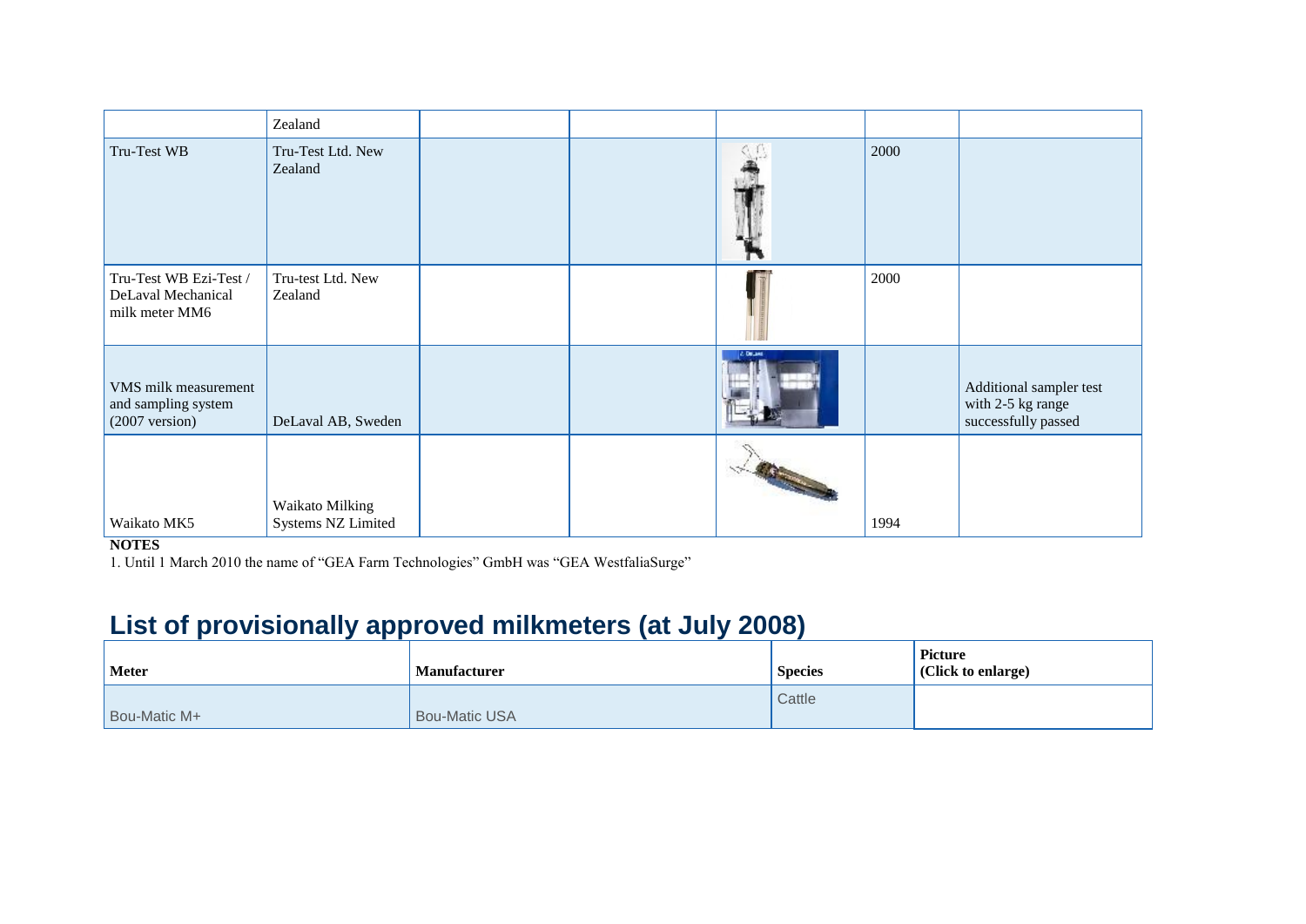| | | | | | | |
|---|---|---|---|---|---|---|
| | Zealand | | | | | |
| Tru-Test WB | Tru-Test Ltd. New Zealand | | | | 2000 | |
| Tru-Test WB Ezi-Test / DeLaval Mechanical milk meter MM6 | Tru-test Ltd. New Zealand | | | | 2000 | |
| VMS milk measurement and sampling system (2007 version) | DeLaval AB, Sweden | | | | | Additional sampler test with 2-5 kg range successfully passed |
| Waikato MK5 | Waikato Milking Systems NZ Limited | | | | 1994 | |

**NOTES**

1. Until 1 March 2010 the name of “GEA Farm Technologies” GmbH was “GEA WestfaliaSurge”

## List of provisionally approved milkmeters (at July 2008)

| Meter | Manufacturer | Species | Picture (Click to enlarge) |
|---|---|---|---|
| Bou-Matic M+ | Bou-Matic USA | Cattle | |